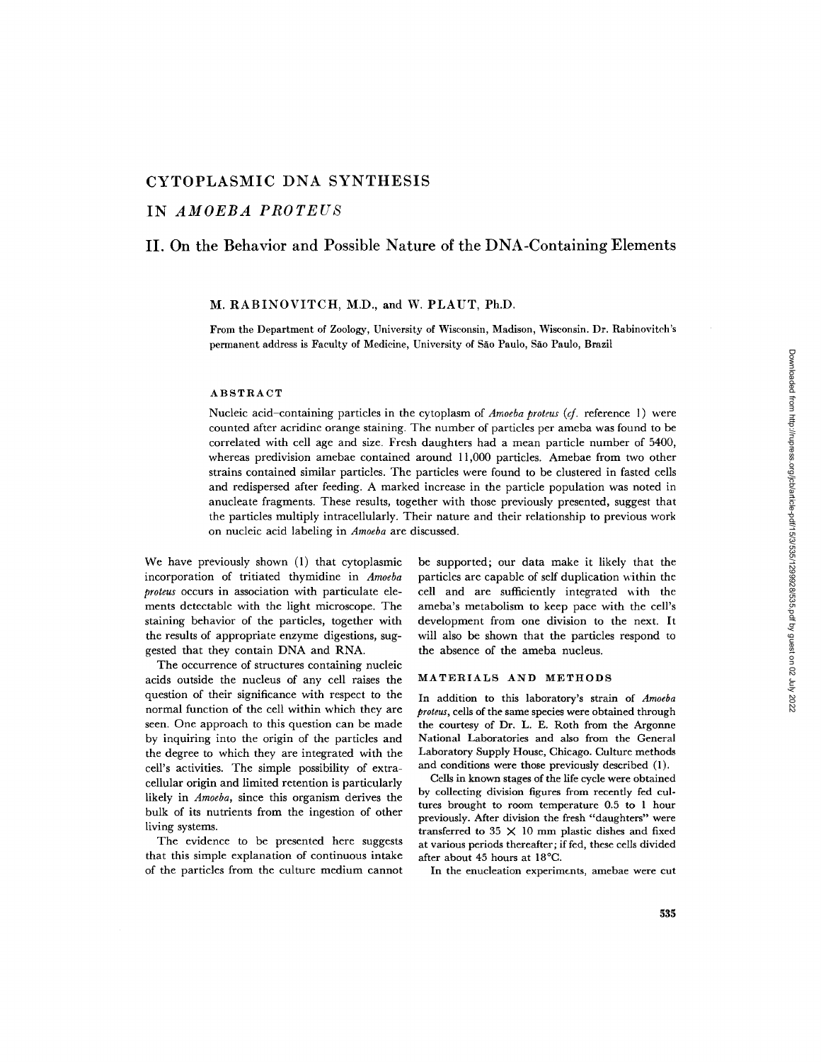# CYTOPLASMIC DNA SYNTHESIS

# IN *AMOEBA PROTEUS*

## II. On the Behavior and Possible Nature of the DNA-Containing Elements

M. RABINOVITCH, M.D., and W. PLAUT, Ph.D.

From the Department of Zoology, University of Wisconsin, Madison, Wisconsin. Dr. Rabinovitch's permanent address is Faculty of Medicine, University of São Paulo, São Paulo, Brazil

### ABSTRACT

Nucleic acid–containing particles in the cytoplasm of *Amoeba proteus* (*cf.* reference 1) were counted after acridine orange staining. The number of particles per ameba was found to be correlated with cell age and size. Fresh daughters had a mean particle number of 5400, whereas predivision amebae contained around 11,000 particles. Amebae from two other strains contained similar particles. The particles were found to be clustered in fasted cells and redispersed after feeding. A marked increase in the particle population was noted in anucleate fragments. These results, together with those previously presented, suggest that the particles multiply intracellularly. Their nature and their relationship to previous work on nucleic acid labeling in *Amoeba* are discussed.

We have previously shown (1) that cytoplasmic incorporation of tritiated thymidine in *Amoeba proteus* occurs in association with particulate elements detectable with the light microscope. The staining behavior of the particles, together with the results of appropriate enzyme digestions, suggested that they contain DNA and RNA.

The occurrence of structures containing nucleic acids outside the nucleus of any cell raises the question of their significance with respect to the normal function of the cell within which they are seen. One approach to this question can be made by inquiring into the origin of the particles and the degree to which they are integrated with the cell's activities. The simple possibility of extracellular origin and limited retention is particularly likely in *Amoeba*, since this organism derives the bulk of its nutrients from the ingestion of other living systems.

The evidence to be presented here suggests that this simple explanation of continuous intake of the particles from the culture medium cannot be supported; our data make it likely that the particles are capable of self duplication within the cell and are sufficiently integrated with the ameba's metabolism to keep pace with the cell's development from one division to the next. It will also be shown that the particles respond to the absence of the ameba nucleus.

### MATERIALS AND METHODS

In addition to this laboratory's strain of *Amoeba proteus*, cells of the same species were obtained through the courtesy of Dr. L. E. Roth from the Argonne National Laboratories and also from the General Laboratory Supply House, Chicago. Culture methods and conditions were those previously described (1).

Cells in known stages of the life cycle were obtained by collecting division figures from recently fed cultures brought to room temperature 0.5 to 1 hour previously. After division the fresh "daughters" were transferred to 35 × 10 mm plastic dishes and fixed at various periods thereafter; if fed, these cells divided after about 45 hours at 18°C.

In the enucleation experiments, amebae were cut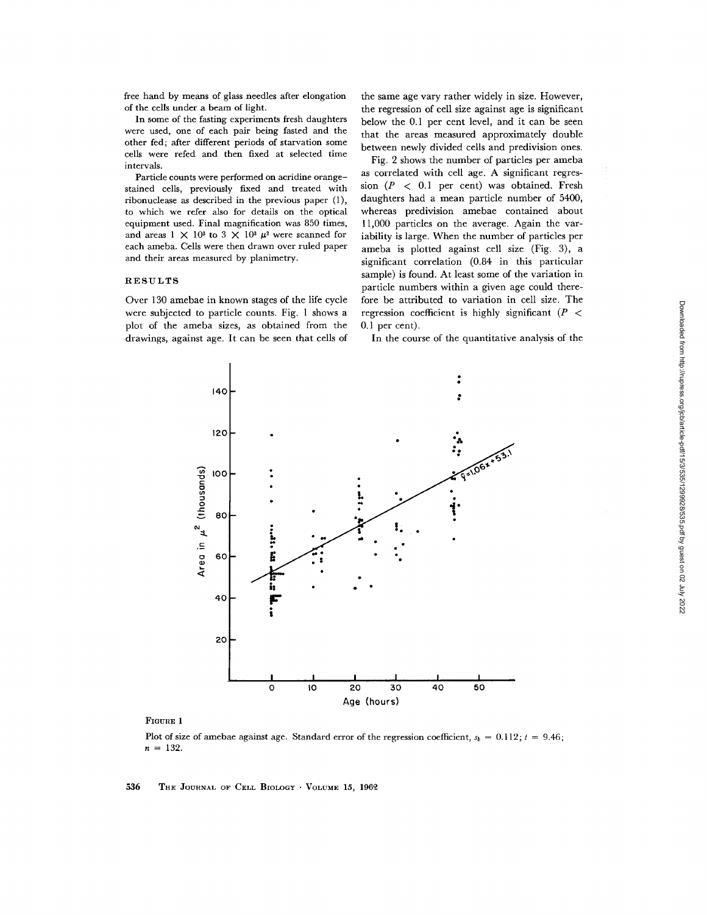free hand by means of glass needles after elongation of the cells under a beam of light.

In some of the fasting experiments fresh daughters were used, one of each pair being fasted and the other fed; after different periods of starvation some cells were refed and then fixed at selected time intervals.

Particle counts were performed on acridine orange–stained cells, previously fixed and treated with ribonuclease as described in the previous paper (1), to which we refer also for details on the optical equipment used. Final magnification was 850 times, and areas $1 \times 10^3$ to $3 \times 10^3$ $\mu^2$ were scanned for each ameba. Cells were then drawn over ruled paper and their areas measured by planimetry.

## RESULTS

Over 130 amebae in known stages of the life cycle were subjected to particle counts. Fig. 1 shows a plot of the ameba sizes, as obtained from the drawings, against age. It can be seen that cells of the same age vary rather widely in size. However, the regression of cell size against age is significant below the 0.1 per cent level, and it can be seen that the areas measured approximately double between newly divided cells and predivision ones.

Fig. 2 shows the number of particles per ameba as correlated with cell age. A significant regression ($P < 0.1$ per cent) was obtained. Fresh daughters had a mean particle number of 5400, whereas predivision amebae contained about 11,000 particles on the average. Again the variability is large. When the number of particles per ameba is plotted against cell size (Fig. 3), a significant correlation (0.84 in this particular sample) is found. At least some of the variation in particle numbers within a given age could therefore be attributed to variation in cell size. The regression coefficient is highly significant ($P < 0.1$ per cent).

In the course of the quantitative analysis of the

FIGURE 1

Plot of size of amebae against age. Standard error of the regression coefficient, $s_b = 0.112$; $t = 9.46$; $n = 132$.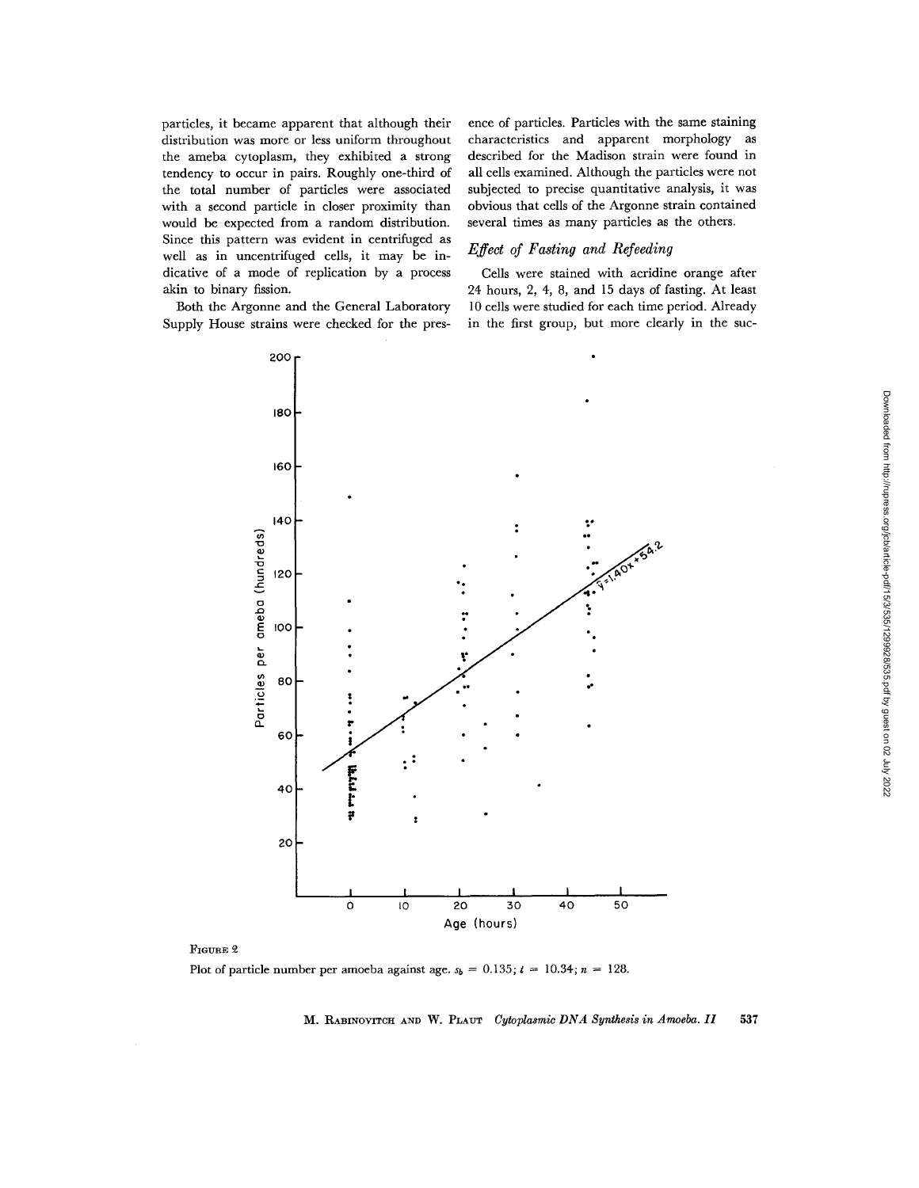particles, it became apparent that although their distribution was more or less uniform throughout the ameba cytoplasm, they exhibited a strong tendency to occur in pairs. Roughly one-third of the total number of particles were associated with a second particle in closer proximity than would be expected from a random distribution. Since this pattern was evident in centrifuged as well as in uncentrifuged cells, it may be indicative of a mode of replication by a process akin to binary fission.

Both the Argonne and the General Laboratory Supply House strains were checked for the presence of particles. Particles with the same staining characteristics and apparent morphology as described for the Madison strain were found in all cells examined. Although the particles were not subjected to precise quantitative analysis, it was obvious that cells of the Argonne strain contained several times as many particles as the others.

### *Effect of Fasting and Refeeding*

Cells were stained with acridine orange after 24 hours, 2, 4, 8, and 15 days of fasting. At least 10 cells were studied for each time period. Already in the first group, but more clearly in the suc-

FIGURE 2

Plot of particle number per amoeba against age. $s_b = 0.135$; $t = 10.34$; $n = 128$.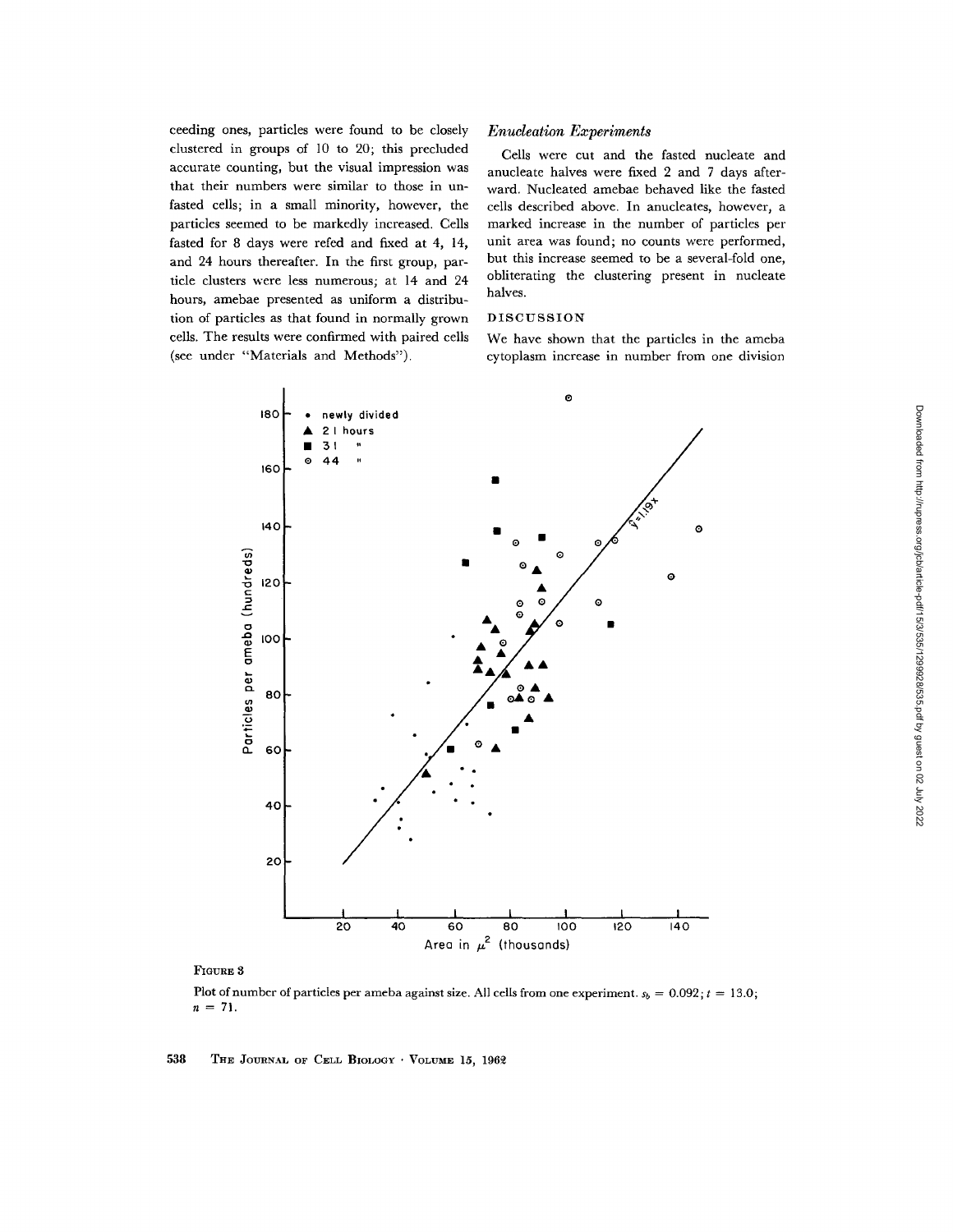ceeding ones, particles were found to be closely clustered in groups of 10 to 20; this precluded accurate counting, but the visual impression was that their numbers were similar to those in unfasted cells; in a small minority, however, the particles seemed to be markedly increased. Cells fasted for 8 days were refed and fixed at 4, 14, and 24 hours thereafter. In the first group, particle clusters were less numerous; at 14 and 24 hours, amebae presented as uniform a distribution of particles as that found in normally grown cells. The results were confirmed with paired cells (see under "Materials and Methods").

### *Enucleation Experiments*

Cells were cut and the fasted nucleate and anucleate halves were fixed 2 and 7 days afterward. Nucleated amebae behaved like the fasted cells described above. In anucleates, however, a marked increase in the number of particles per unit area was found; no counts were performed, but this increase seemed to be a several-fold one, obliterating the clustering present in nucleate halves.

## DISCUSSION

We have shown that the particles in the ameba cytoplasm increase in number from one division

FIGURE 3

Plot of number of particles per ameba against size. All cells from one experiment. $s_b = 0.092$; $t = 13.0$; $n = 71$.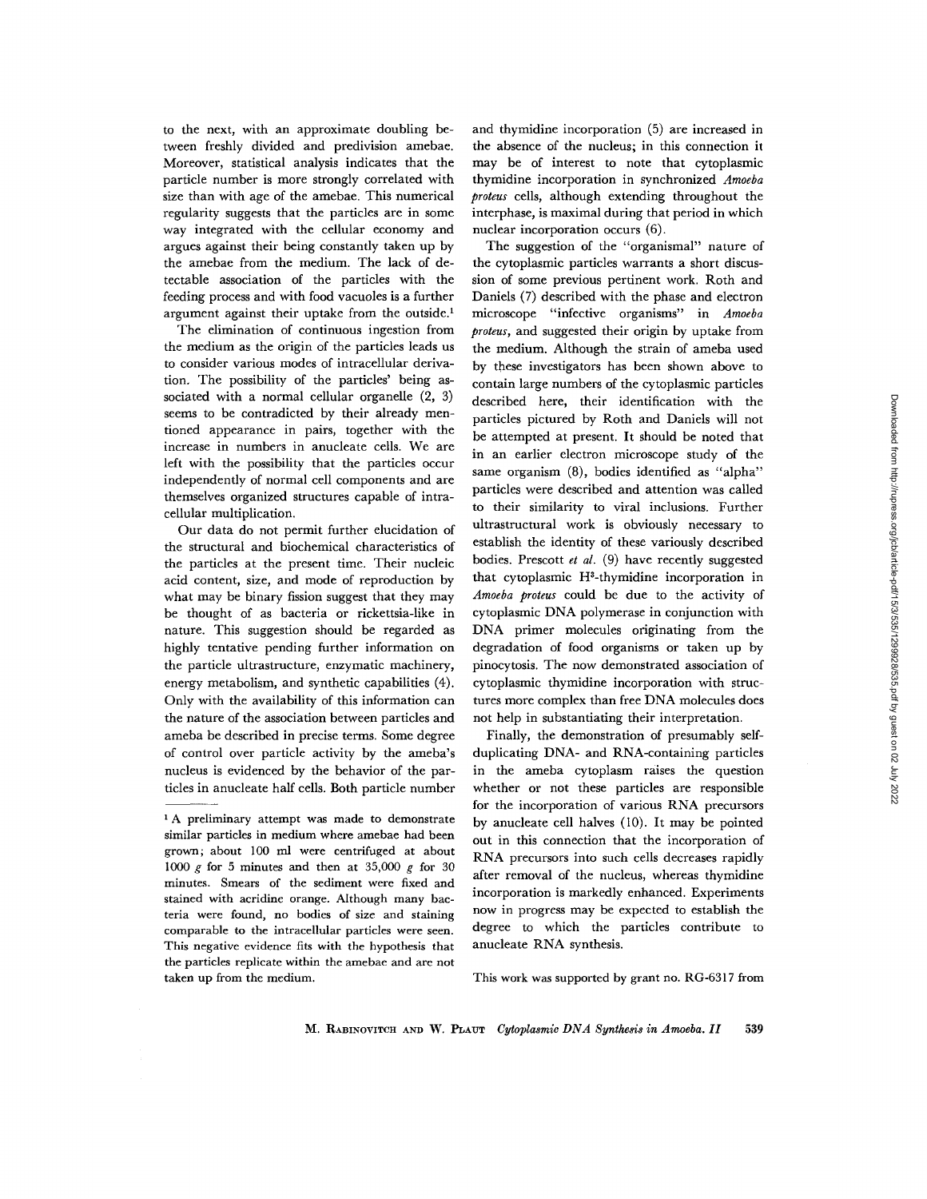to the next, with an approximate doubling between freshly divided and predivision amebae. Moreover, statistical analysis indicates that the particle number is more strongly correlated with size than with age of the amebae. This numerical regularity suggests that the particles are in some way integrated with the cellular economy and argues against their being constantly taken up by the amebae from the medium. The lack of detectable association of the particles with the feeding process and with food vacuoles is a further argument against their uptake from the outside.[1]

The elimination of continuous ingestion from the medium as the origin of the particles leads us to consider various modes of intracellular derivation. The possibility of the particles' being associated with a normal cellular organelle (2, 3) seems to be contradicted by their already mentioned appearance in pairs, together with the increase in numbers in anucleate cells. We are left with the possibility that the particles occur independently of normal cell components and are themselves organized structures capable of intracellular multiplication.

Our data do not permit further elucidation of the structural and biochemical characteristics of the particles at the present time. Their nucleic acid content, size, and mode of reproduction by what may be binary fission suggest that they may be thought of as bacteria or rickettsia-like in nature. This suggestion should be regarded as highly tentative pending further information on the particle ultrastructure, enzymatic machinery, energy metabolism, and synthetic capabilities (4). Only with the availability of this information can the nature of the association between particles and ameba be described in precise terms. Some degree of control over particle activity by the ameba's nucleus is evidenced by the behavior of the particles in anucleate half cells. Both particle number and thymidine incorporation (5) are increased in the absence of the nucleus; in this connection it may be of interest to note that cytoplasmic thymidine incorporation in synchronized *Amoeba proteus* cells, although extending throughout the interphase, is maximal during that period in which nuclear incorporation occurs (6).

The suggestion of the "organismal" nature of the cytoplasmic particles warrants a short discussion of some previous pertinent work. Roth and Daniels (7) described with the phase and electron microscope "infective organisms" in *Amoeba proteus*, and suggested their origin by uptake from the medium. Although the strain of ameba used by these investigators has been shown above to contain large numbers of the cytoplasmic particles described here, their identification with the particles pictured by Roth and Daniels will not be attempted at present. It should be noted that in an earlier electron microscope study of the same organism (8), bodies identified as "alpha" particles were described and attention was called to their similarity to viral inclusions. Further ultrastructural work is obviously necessary to establish the identity of these variously described bodies. Prescott *et al.* (9) have recently suggested that cytoplasmic $H^3$-thymidine incorporation in *Amoeba proteus* could be due to the activity of cytoplasmic DNA polymerase in conjunction with DNA primer molecules originating from the degradation of food organisms or taken up by pinocytosis. The now demonstrated association of cytoplasmic thymidine incorporation with structures more complex than free DNA molecules does not help in substantiating their interpretation.

Finally, the demonstration of presumably self-duplicating DNA- and RNA-containing particles in the ameba cytoplasm raises the question whether or not these particles are responsible for the incorporation of various RNA precursors by anucleate cell halves (10). It may be pointed out in this connection that the incorporation of RNA precursors into such cells decreases rapidly after removal of the nucleus, whereas thymidine incorporation is markedly enhanced. Experiments now in progress may be expected to establish the degree to which the particles contribute to anucleate RNA synthesis.

This work was supported by grant no. RG-6317 from

[1] A preliminary attempt was made to demonstrate similar particles in medium where amebae had been grown; about 100 ml were centrifuged at about 1000 *g* for 5 minutes and then at 35,000 *g* for 30 minutes. Smears of the sediment were fixed and stained with acridine orange. Although many bacteria were found, no bodies of size and staining comparable to the intracellular particles were seen. This negative evidence fits with the hypothesis that the particles replicate within the amebae and are not taken up from the medium.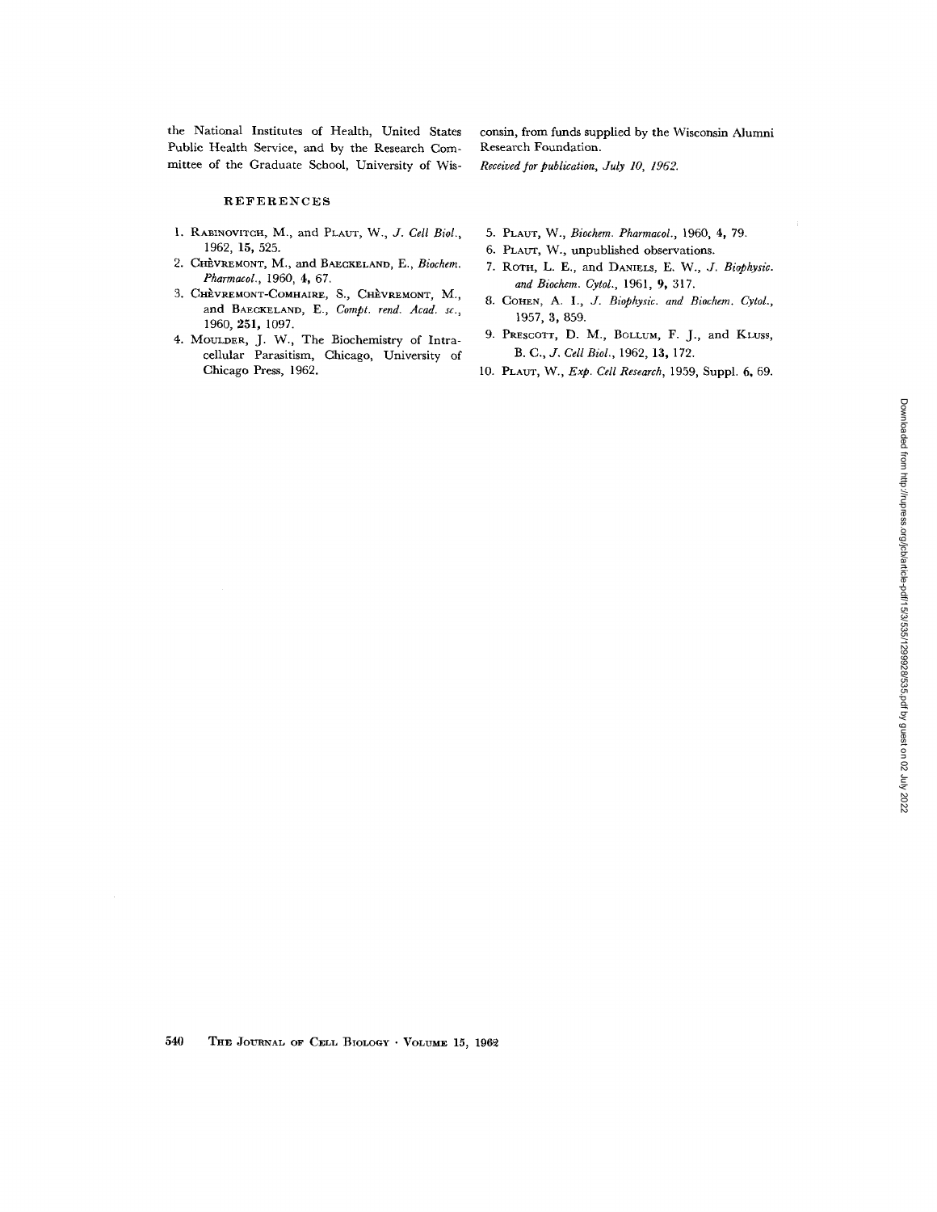the National Institutes of Health, United States Public Health Service, and by the Research Committee of the Graduate School, University of Wisconsin, from funds supplied by the Wisconsin Alumni Research Foundation.

*Received for publication, July 10, 1962.*

## REFERENCES

1. Rabinovitch, M., and Plaut, W., *J. Cell Biol.*, 1962, **15**, 525.
2. Chèvremont, M., and Baeckeland, E., *Biochem. Pharmacol.*, 1960, **4**, 67.
3. Chèvremont-Comhaire, S., Chèvremont, M., and Baeckeland, E., *Compt. rend. Acad. sc.*, 1960, **251**, 1097.
4. Moulder, J. W., The Biochemistry of Intracellular Parasitism, Chicago, University of Chicago Press, 1962.
5. Plaut, W., *Biochem. Pharmacol.*, 1960, **4**, 79.
6. Plaut, W., unpublished observations.
7. Roth, L. E., and Daniels, E. W., *J. Biophysic. and Biochem. Cytol.*, 1961, **9**, 317.
8. Cohen, A. I., *J. Biophysic. and Biochem. Cytol.*, 1957, **3**, 859.
9. Prescott, D. M., Bollum, F. J., and Kluss, B. C., *J. Cell Biol.*, 1962, **13**, 172.
10. Plaut, W., *Exp. Cell Research*, 1959, Suppl. **6**, 69.